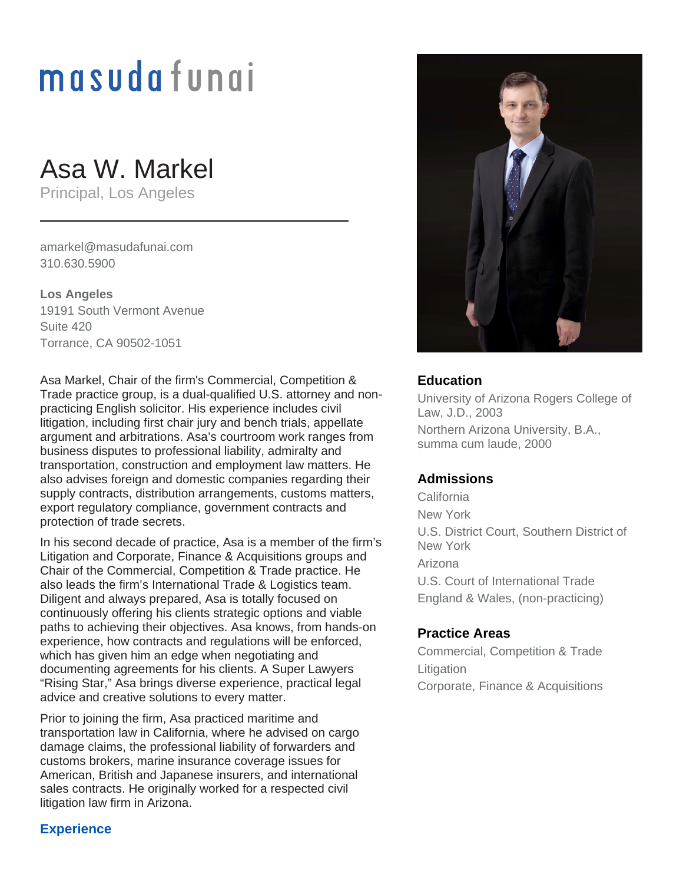masuda funai

# Asa W. Markel

Principal, Los Angeles

amarkel@masudafunai.com
310.630.5900

**Los Angeles**
19191 South Vermont Avenue
Suite 420
Torrance, CA 90502-1051

Asa Markel, Chair of the firm's Commercial, Competition & Trade practice group, is a dual-qualified U.S. attorney and non-practicing English solicitor. His experience includes civil litigation, including first chair jury and bench trials, appellate argument and arbitrations. Asa's courtroom work ranges from business disputes to professional liability, admiralty and transportation, construction and employment law matters. He also advises foreign and domestic companies regarding their supply contracts, distribution arrangements, customs matters, export regulatory compliance, government contracts and protection of trade secrets.

In his second decade of practice, Asa is a member of the firm's Litigation and Corporate, Finance & Acquisitions groups and Chair of the Commercial, Competition & Trade practice. He also leads the firm's International Trade & Logistics team. Diligent and always prepared, Asa is totally focused on continuously offering his clients strategic options and viable paths to achieving their objectives. Asa knows, from hands-on experience, how contracts and regulations will be enforced, which has given him an edge when negotiating and documenting agreements for his clients. A Super Lawyers "Rising Star," Asa brings diverse experience, practical legal advice and creative solutions to every matter.

Prior to joining the firm, Asa practiced maritime and transportation law in California, where he advised on cargo damage claims, the professional liability of forwarders and customs brokers, marine insurance coverage issues for American, British and Japanese insurers, and international sales contracts. He originally worked for a respected civil litigation law firm in Arizona.

## Education

University of Arizona Rogers College of Law, J.D., 2003
Northern Arizona University, B.A., summa cum laude, 2000

## Admissions

California
New York
U.S. District Court, Southern District of New York
Arizona
U.S. Court of International Trade
England & Wales, (non-practicing)

## Practice Areas

Commercial, Competition & Trade
Litigation
Corporate, Finance & Acquisitions

## Experience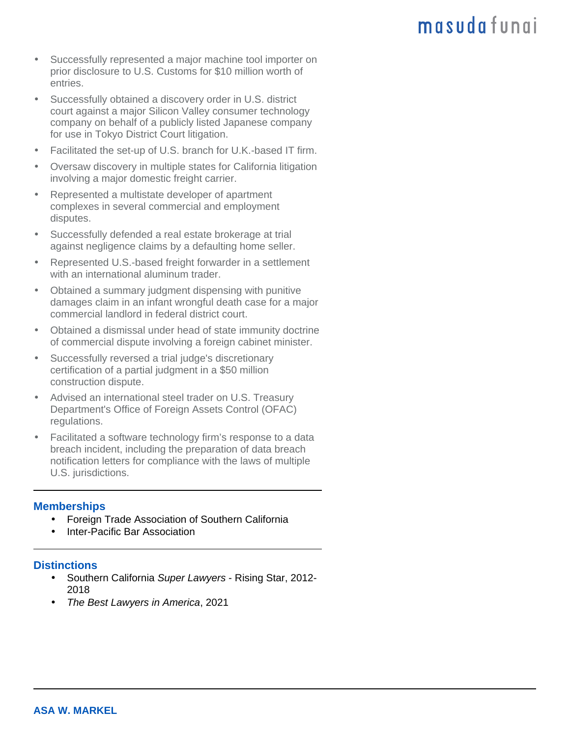- Successfully represented a major machine tool importer on prior disclosure to U.S. Customs for $10 million worth of entries.
- Successfully obtained a discovery order in U.S. district court against a major Silicon Valley consumer technology company on behalf of a publicly listed Japanese company for use in Tokyo District Court litigation.
- Facilitated the set-up of U.S. branch for U.K.-based IT firm.
- Oversaw discovery in multiple states for California litigation involving a major domestic freight carrier.
- Represented a multistate developer of apartment complexes in several commercial and employment disputes.
- Successfully defended a real estate brokerage at trial against negligence claims by a defaulting home seller.
- Represented U.S.-based freight forwarder in a settlement with an international aluminum trader.
- Obtained a summary judgment dispensing with punitive damages claim in an infant wrongful death case for a major commercial landlord in federal district court.
- Obtained a dismissal under head of state immunity doctrine of commercial dispute involving a foreign cabinet minister.
- Successfully reversed a trial judge's discretionary certification of a partial judgment in a $50 million construction dispute.
- Advised an international steel trader on U.S. Treasury Department's Office of Foreign Assets Control (OFAC) regulations.
- Facilitated a software technology firm's response to a data breach incident, including the preparation of data breach notification letters for compliance with the laws of multiple U.S. jurisdictions.

## Memberships

- Foreign Trade Association of Southern California
- Inter-Pacific Bar Association

## Distinctions

- Southern California *Super Lawyers* - Rising Star, 2012-2018
- *The Best Lawyers in America*, 2021